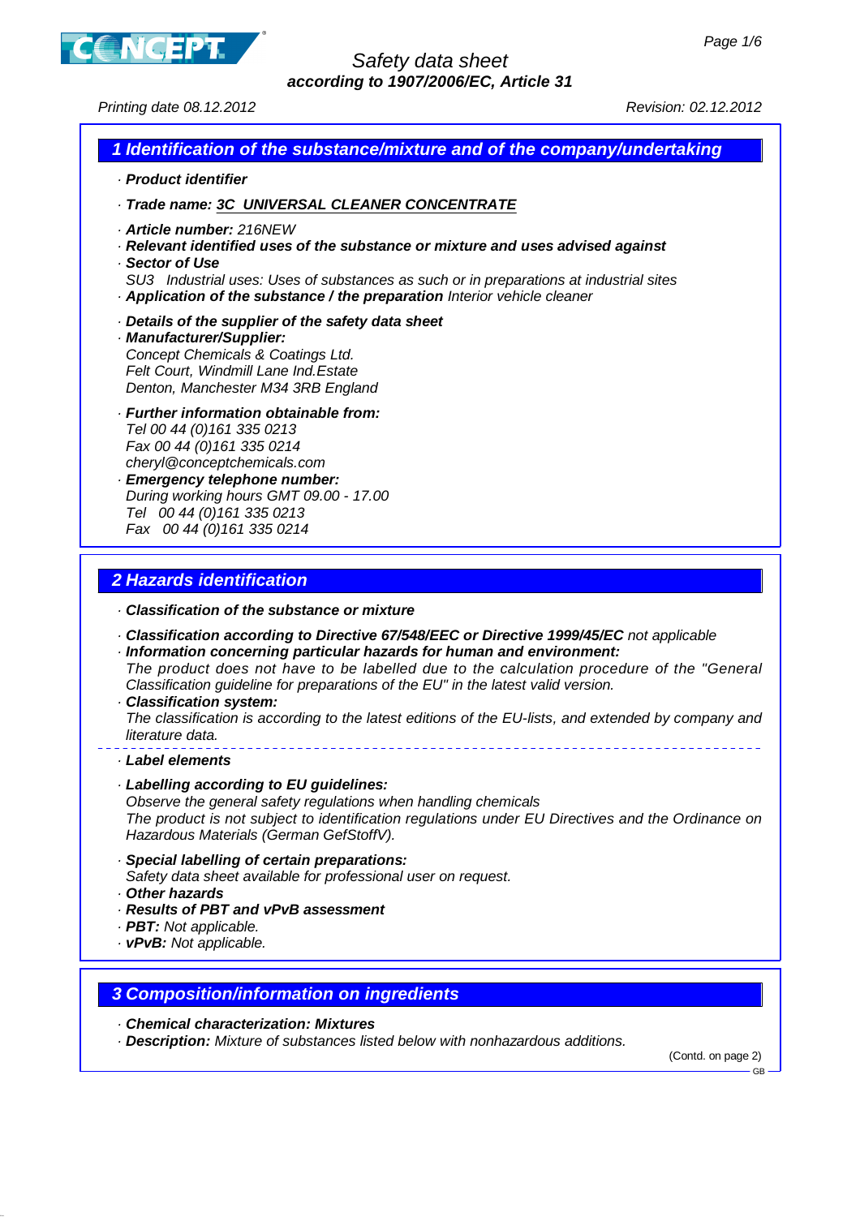# Safety data sheet

**according to 1907/2006/EC, Article 31**

*Printing date 08.12.2012* *Revision: 02.12.2012*

## 1 Identification of the substance/mixture and of the company/undertaking

· ***Product identifier***

· ***Trade name: 3C UNIVERSAL CLEANER CONCENTRATE***

· ***Article number:*** *216NEW*

· ***Relevant identified uses of the substance or mixture and uses advised against***

· ***Sector of Use***

*SU3 Industrial uses: Uses of substances as such or in preparations at industrial sites*

· ***Application of the substance / the preparation*** *Interior vehicle cleaner*

· ***Details of the supplier of the safety data sheet***

· ***Manufacturer/Supplier:***

*Concept Chemicals & Coatings Ltd.*
*Felt Court, Windmill Lane Ind.Estate*
*Denton, Manchester M34 3RB England*

· ***Further information obtainable from:***

*Tel 00 44 (0)161 335 0213*
*Fax 00 44 (0)161 335 0214*
*cheryl@conceptchemicals.com*

· ***Emergency telephone number:***

*During working hours GMT 09.00 - 17.00*
*Tel 00 44 (0)161 335 0213*
*Fax 00 44 (0)161 335 0214*

## 2 Hazards identification

· ***Classification of the substance or mixture***

· ***Classification according to Directive 67/548/EEC or Directive 1999/45/EC*** *not applicable*

· ***Information concerning particular hazards for human and environment:***

*The product does not have to be labelled due to the calculation procedure of the "General Classification guideline for preparations of the EU" in the latest valid version.*

· ***Classification system:***

*The classification is according to the latest editions of the EU-lists, and extended by company and literature data.*

· ***Label elements***

· ***Labelling according to EU guidelines:***

*Observe the general safety regulations when handling chemicals*
*The product is not subject to identification regulations under EU Directives and the Ordinance on Hazardous Materials (German GefStoffV).*

· ***Special labelling of certain preparations:***

*Safety data sheet available for professional user on request.*

· ***Other hazards***

· ***Results of PBT and vPvB assessment***

· ***PBT:*** *Not applicable.*

· ***vPvB:*** *Not applicable.*

## 3 Composition/information on ingredients

· ***Chemical characterization: Mixtures***

· ***Description:*** *Mixture of substances listed below with nonhazardous additions.*

(Contd. on page 2)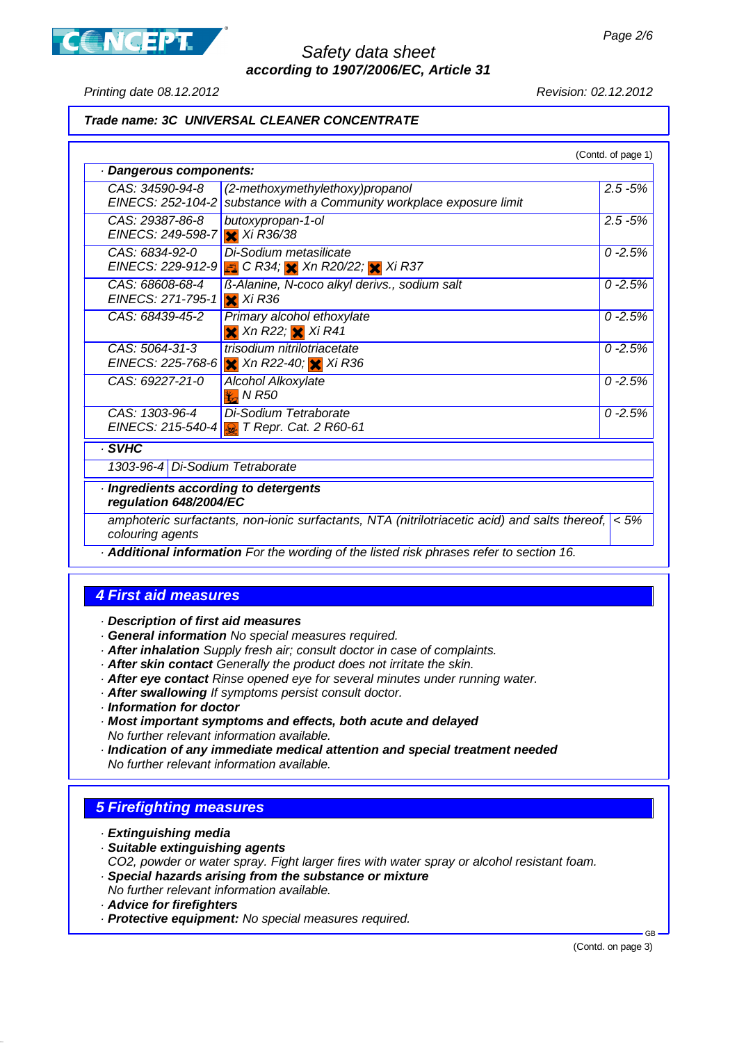Trade name: **3C UNIVERSAL CLEANER CONCENTRATE**

(Contd. of page 1)

· **Dangerous components:**

| CAS / EINECS | Component | % |
|---|---|---|
| CAS: 34590-94-8<br>EINECS: 252-104-2 | (2-methoxymethylethoxy)propanol<br>substance with a Community workplace exposure limit | 2.5 -5% |
| CAS: 29387-86-8<br>EINECS: 249-598-7 | butoxypropan-1-ol<br>Xi R36/38 | 2.5 -5% |
| CAS: 6834-92-0<br>EINECS: 229-912-9 | Di-Sodium metasilicate<br>C R34; Xn R20/22; Xi R37 | 0 -2.5% |
| CAS: 68608-68-4<br>EINECS: 271-795-1 | ß-Alanine, N-coco alkyl derivs., sodium salt<br>Xi R36 | 0 -2.5% |
| CAS: 68439-45-2 | Primary alcohol ethoxylate<br>Xn R22; Xi R41 | 0 -2.5% |
| CAS: 5064-31-3<br>EINECS: 225-768-6 | trisodium nitrilotriacetate<br>Xn R22-40; Xi R36 | 0 -2.5% |
| CAS: 69227-21-0 | Alcohol Alkoxylate<br>N R50 | 0 -2.5% |
| CAS: 1303-96-4<br>EINECS: 215-540-4 | Di-Sodium Tetraborate<br>T Repr. Cat. 2 R60-61 | 0 -2.5% |

· **SVHC**

| | |
|---|---|
| 1303-96-4 | Di-Sodium Tetraborate |

· **Ingredients according to detergents regulation 648/2004/EC**

| | |
|---|---|
| amphoteric surfactants, non-ionic surfactants, NTA (nitrilotriacetic acid) and salts thereof, colouring agents | < 5% |

· **Additional information** For the wording of the listed risk phrases refer to section 16.

## 4 First aid measures

· **Description of first aid measures**
· **General information** No special measures required.
· **After inhalation** Supply fresh air; consult doctor in case of complaints.
· **After skin contact** Generally the product does not irritate the skin.
· **After eye contact** Rinse opened eye for several minutes under running water.
· **After swallowing** If symptoms persist consult doctor.
· **Information for doctor**
· **Most important symptoms and effects, both acute and delayed**
No further relevant information available.
· **Indication of any immediate medical attention and special treatment needed**
No further relevant information available.

## 5 Firefighting measures

· **Extinguishing media**
· **Suitable extinguishing agents**
CO2, powder or water spray. Fight larger fires with water spray or alcohol resistant foam.
· **Special hazards arising from the substance or mixture**
No further relevant information available.
· **Advice for firefighters**
· **Protective equipment:** No special measures required.

(Contd. on page 3)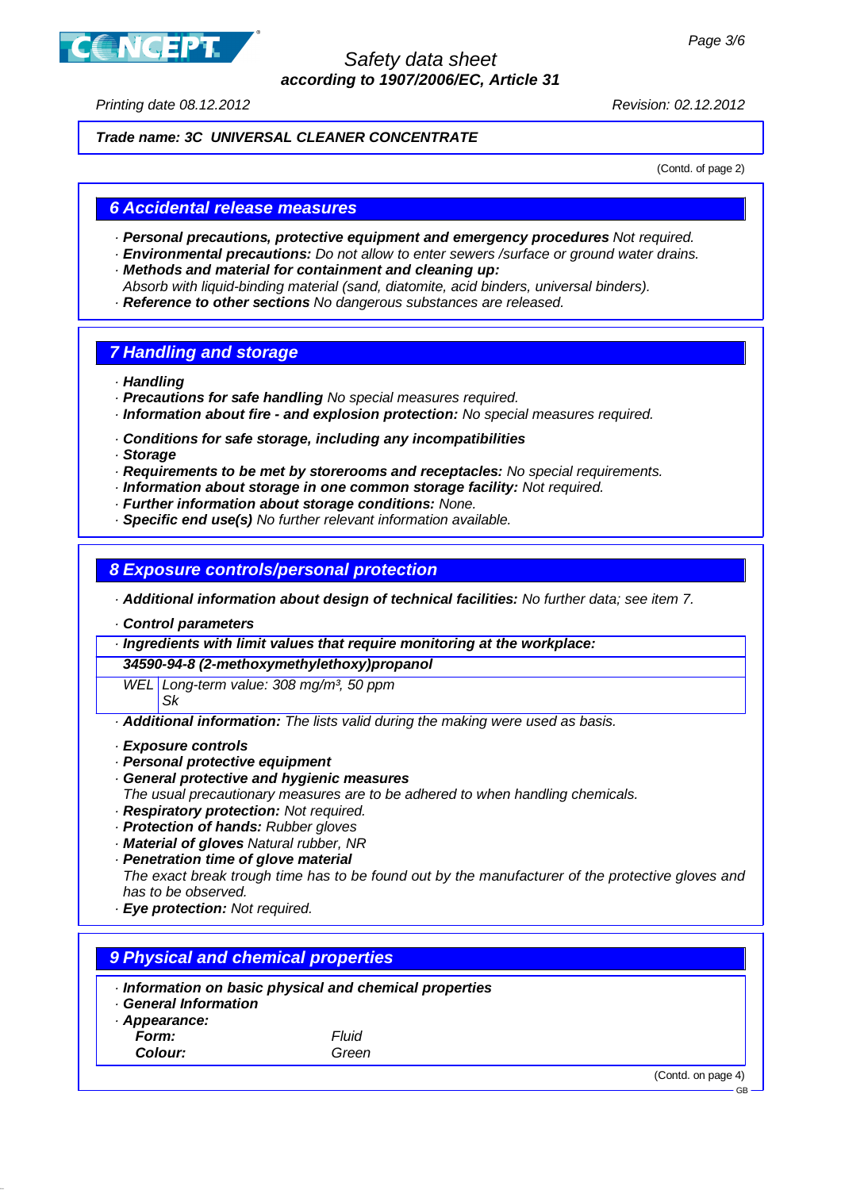**Trade name: 3C UNIVERSAL CLEANER CONCENTRATE**

(Contd. of page 2)

## 6 Accidental release measures

- **Personal precautions, protective equipment and emergency procedures** Not required.
- **Environmental precautions:** Do not allow to enter sewers /surface or ground water drains.
- **Methods and material for containment and cleaning up:**
  Absorb with liquid-binding material (sand, diatomite, acid binders, universal binders).
- **Reference to other sections** No dangerous substances are released.

## 7 Handling and storage

- **Handling**
- **Precautions for safe handling** No special measures required.
- **Information about fire - and explosion protection:** No special measures required.

- **Conditions for safe storage, including any incompatibilities**
- **Storage**
- **Requirements to be met by storerooms and receptacles:** No special requirements.
- **Information about storage in one common storage facility:** Not required.
- **Further information about storage conditions:** None.
- **Specific end use(s)** No further relevant information available.

## 8 Exposure controls/personal protection

- **Additional information about design of technical facilities:** No further data; see item 7.

- **Control parameters**

| · Ingredients with limit values that require monitoring at the workplace: | |
|---|---|
| **34590-94-8 (2-methoxymethylethoxy)propanol** | |
| WEL | Long-term value: 308 mg/m³, 50 ppm<br>Sk |

- **Additional information:** The lists valid during the making were used as basis.

- **Exposure controls**
- **Personal protective equipment**
- **General protective and hygienic measures**
  The usual precautionary measures are to be adhered to when handling chemicals.
- **Respiratory protection:** Not required.
- **Protection of hands:** Rubber gloves
- **Material of gloves** Natural rubber, NR
- **Penetration time of glove material**
  The exact break trough time has to be found out by the manufacturer of the protective gloves and has to be observed.
- **Eye protection:** Not required.

## 9 Physical and chemical properties

- **Information on basic physical and chemical properties**
- **General Information**
- **Appearance:**

| | |
|---|---|
| **Form:** | Fluid |
| **Colour:** | Green |

(Contd. on page 4)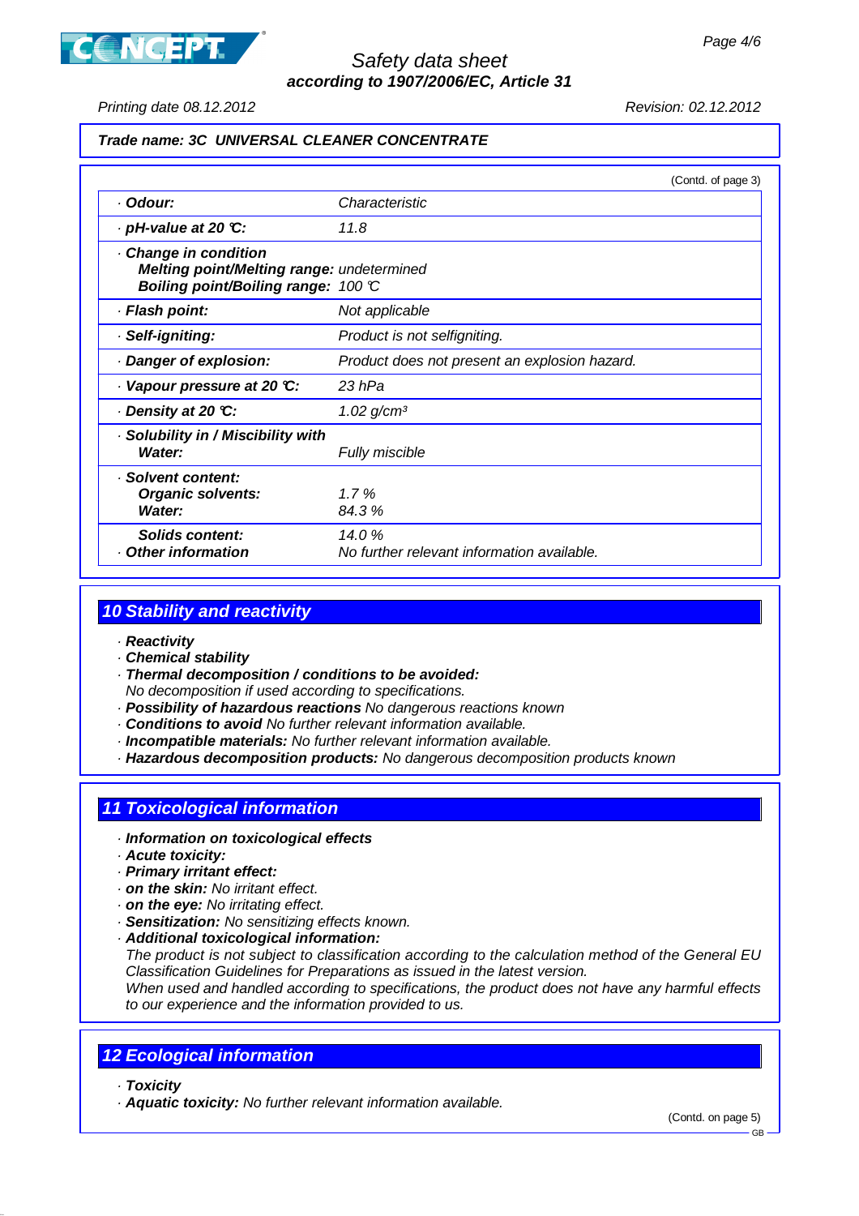**Trade name: 3C UNIVERSAL CLEANER CONCENTRATE**

(Contd. of page 3)

| | |
|---|---|
| · **Odour:** | Characteristic |
| · **pH-value at 20 °C:** | 11.8 |
| · **Change in condition**<br>**Melting point/Melting range:**<br>**Boiling point/Boiling range:** | <br>undetermined<br>100 °C |
| · **Flash point:** | Not applicable |
| · **Self-igniting:** | Product is not selfigniting. |
| · **Danger of explosion:** | Product does not present an explosion hazard. |
| · **Vapour pressure at 20 °C:** | 23 hPa |
| · **Density at 20 °C:** | 1.02 g/cm³ |
| · **Solubility in / Miscibility with**<br>**Water:** | <br>Fully miscible |
| · **Solvent content:**<br>**Organic solvents:**<br>**Water:** | <br>1.7 %<br>84.3 % |
| **Solids content:**<br>· **Other information** | 14.0 %<br>No further relevant information available. |

## 10 Stability and reactivity

- · **Reactivity**
- · **Chemical stability**
- · **Thermal decomposition / conditions to be avoided:**
  No decomposition if used according to specifications.
- · **Possibility of hazardous reactions** No dangerous reactions known
- · **Conditions to avoid** No further relevant information available.
- · **Incompatible materials:** No further relevant information available.
- · **Hazardous decomposition products:** No dangerous decomposition products known

## 11 Toxicological information

- · **Information on toxicological effects**
- · **Acute toxicity:**
- · **Primary irritant effect:**
- · **on the skin:** No irritant effect.
- · **on the eye:** No irritating effect.
- · **Sensitization:** No sensitizing effects known.
- · **Additional toxicological information:**
  The product is not subject to classification according to the calculation method of the General EU Classification Guidelines for Preparations as issued in the latest version.
  When used and handled according to specifications, the product does not have any harmful effects to our experience and the information provided to us.

## 12 Ecological information

- · **Toxicity**
- · **Aquatic toxicity:** No further relevant information available.

(Contd. on page 5)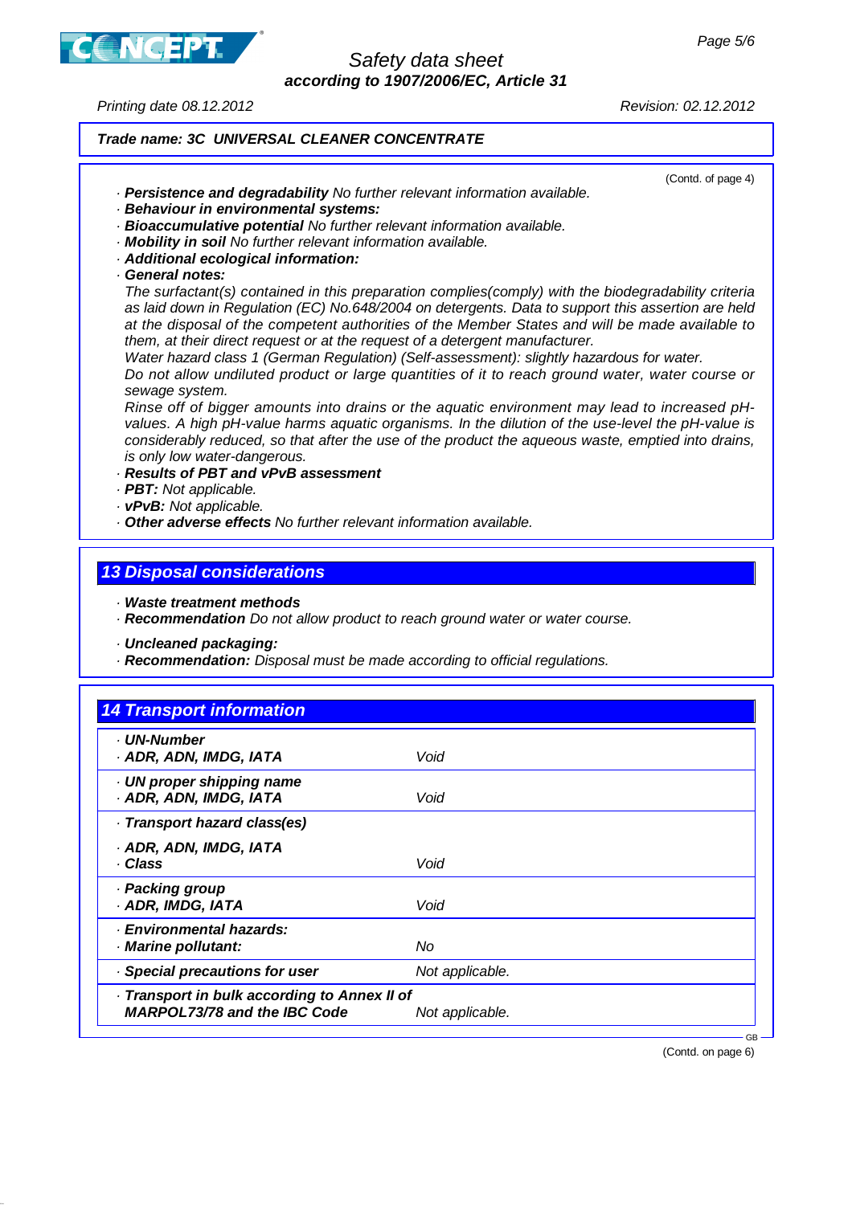(Contd. of page 4)

· **Persistence and degradability** No further relevant information available.
· **Behaviour in environmental systems:**
· **Bioaccumulative potential** No further relevant information available.
· **Mobility in soil** No further relevant information available.
· **Additional ecological information:**
· **General notes:**
The surfactant(s) contained in this preparation complies(comply) with the biodegradability criteria as laid down in Regulation (EC) No.648/2004 on detergents. Data to support this assertion are held at the disposal of the competent authorities of the Member States and will be made available to them, at their direct request or at the request of a detergent manufacturer.
Water hazard class 1 (German Regulation) (Self-assessment): slightly hazardous for water.
Do not allow undiluted product or large quantities of it to reach ground water, water course or sewage system.
Rinse off of bigger amounts into drains or the aquatic environment may lead to increased pH-values. A high pH-value harms aquatic organisms. In the dilution of the use-level the pH-value is considerably reduced, so that after the use of the product the aqueous waste, emptied into drains, is only low water-dangerous.
· **Results of PBT and vPvB assessment**
· **PBT:** Not applicable.
· **vPvB:** Not applicable.
· **Other adverse effects** No further relevant information available.

## 13 Disposal considerations

· **Waste treatment methods**
· **Recommendation** Do not allow product to reach ground water or water course.

· **Uncleaned packaging:**
· **Recommendation:** Disposal must be made according to official regulations.

## 14 Transport information

| | |
|---|---|
| · **UN-Number**<br>· **ADR, ADN, IMDG, IATA** | Void |
| · **UN proper shipping name**<br>· **ADR, ADN, IMDG, IATA** | Void |
| · **Transport hazard class(es)**<br>· **ADR, ADN, IMDG, IATA**<br>· **Class** | Void |
| · **Packing group**<br>· **ADR, IMDG, IATA** | Void |
| · **Environmental hazards:**<br>· **Marine pollutant:** | No |
| · **Special precautions for user** | Not applicable. |
| · **Transport in bulk according to Annex II of MARPOL73/78 and the IBC Code** | Not applicable. |

GB

(Contd. on page 6)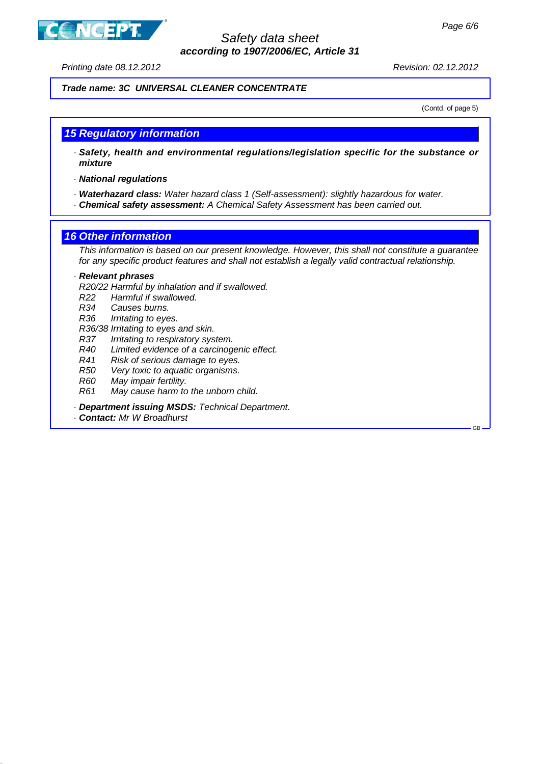Trade name: 3C UNIVERSAL CLEANER CONCENTRATE

(Contd. of page 5)

## 15 Regulatory information

· **Safety, health and environmental regulations/legislation specific for the substance or mixture**

· **National regulations**

· **Waterhazard class:** Water hazard class 1 (Self-assessment): slightly hazardous for water.
· **Chemical safety assessment:** A Chemical Safety Assessment has been carried out.

## 16 Other information

This information is based on our present knowledge. However, this shall not constitute a guarantee for any specific product features and shall not establish a legally valid contractual relationship.

· **Relevant phrases**

R20/22 Harmful by inhalation and if swallowed.
R22 Harmful if swallowed.
R34 Causes burns.
R36 Irritating to eyes.
R36/38 Irritating to eyes and skin.
R37 Irritating to respiratory system.
R40 Limited evidence of a carcinogenic effect.
R41 Risk of serious damage to eyes.
R50 Very toxic to aquatic organisms.
R60 May impair fertility.
R61 May cause harm to the unborn child.

· **Department issuing MSDS:** Technical Department.
· **Contact:** Mr W Broadhurst